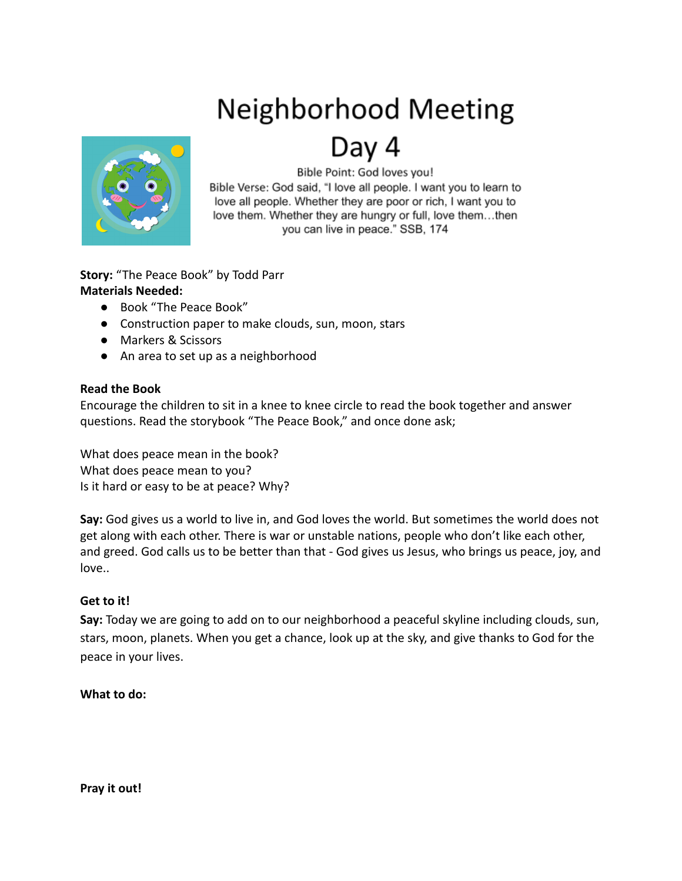# Neighborhood Meeting
# Day 4

Bible Point: God loves you!

Bible Verse: God said, "I love all people. I want you to learn to love all people. Whether they are poor or rich, I want you to love them. Whether they are hungry or full, love them…then you can live in peace." SSB, 174

**Story:** "The Peace Book" by Todd Parr
**Materials Needed:**

- Book "The Peace Book"
- Construction paper to make clouds, sun, moon, stars
- Markers & Scissors
- An area to set up as a neighborhood

**Read the Book**

Encourage the children to sit in a knee to knee circle to read the book together and answer questions. Read the storybook "The Peace Book," and once done ask;

What does peace mean in the book?
What does peace mean to you?
Is it hard or easy to be at peace? Why?

**Say:** God gives us a world to live in, and God loves the world. But sometimes the world does not get along with each other. There is war or unstable nations, people who don't like each other, and greed. God calls us to be better than that - God gives us Jesus, who brings us peace, joy, and love..

**Get to it!**

**Say:** Today we are going to add on to our neighborhood a peaceful skyline including clouds, sun, stars, moon, planets. When you get a chance, look up at the sky, and give thanks to God for the peace in your lives.

**What to do:**

**Pray it out!**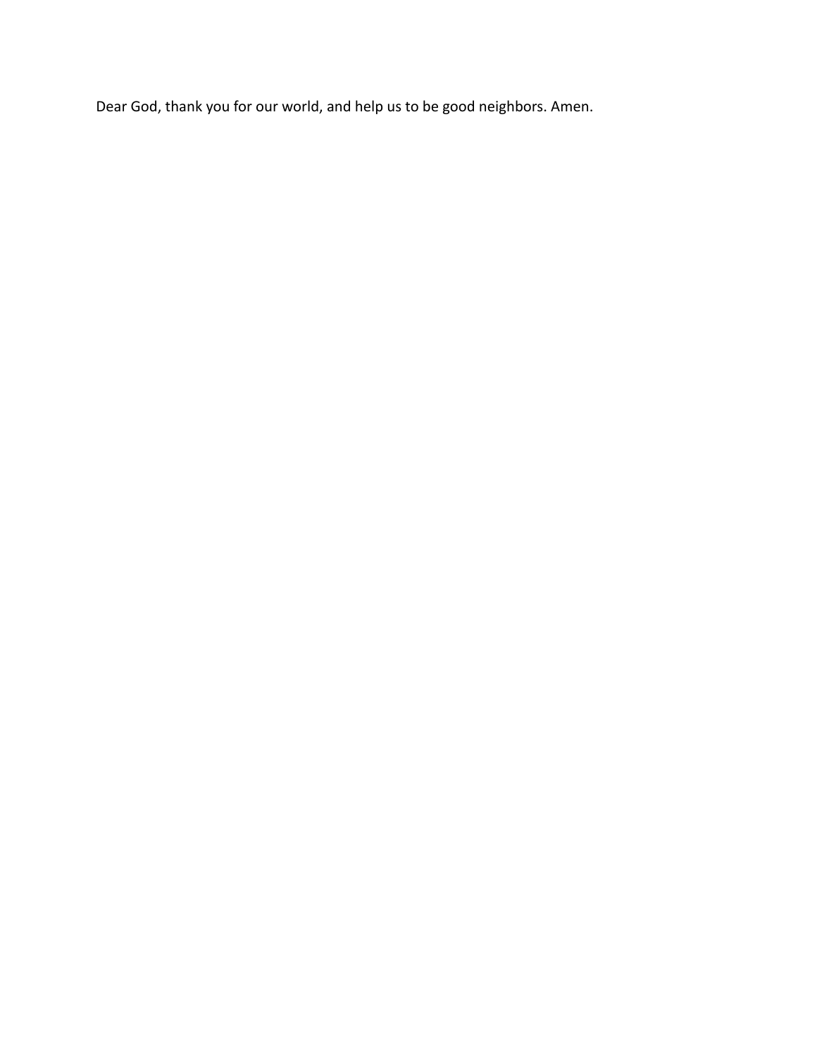Dear God, thank you for our world, and help us to be good neighbors. Amen.